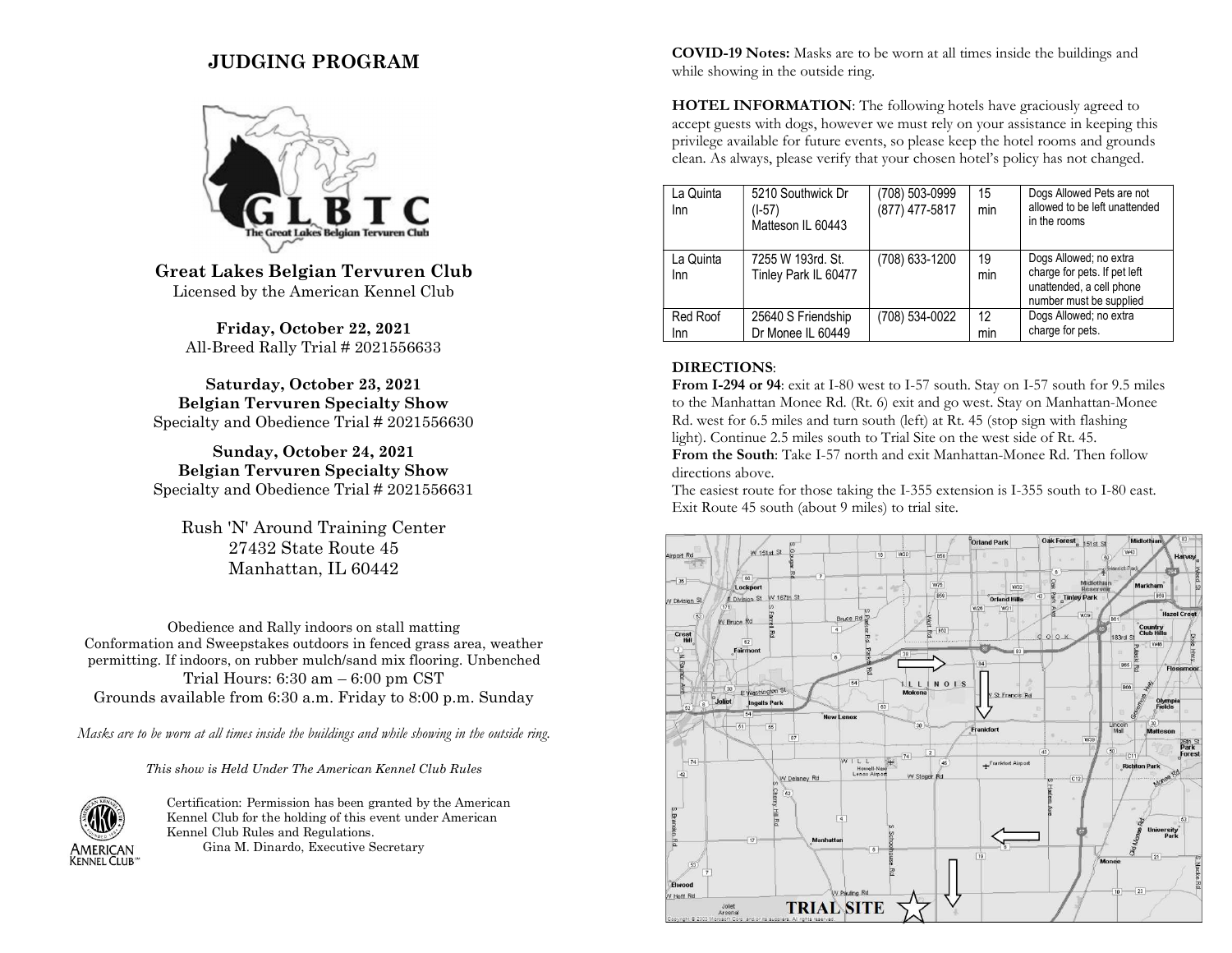# JUDGING PROGRAM

**Great Lakes Belgian Tervuren Club**
Licensed by the American Kennel Club

**Friday, October 22, 2021**
All-Breed Rally Trial # 2021556633

**Saturday, October 23, 2021**
**Belgian Tervuren Specialty Show**
Specialty and Obedience Trial # 2021556630

**Sunday, October 24, 2021**
**Belgian Tervuren Specialty Show**
Specialty and Obedience Trial # 2021556631

Rush 'N' Around Training Center
27432 State Route 45
Manhattan, IL 60442

Obedience and Rally indoors on stall matting
Conformation and Sweepstakes outdoors in fenced grass area, weather permitting. If indoors, on rubber mulch/sand mix flooring. Unbenched
Trial Hours: 6:30 am – 6:00 pm CST
Grounds available from 6:30 a.m. Friday to 8:00 p.m. Sunday

*Masks are to be worn at all times inside the buildings and while showing in the outside ring.*

*This show is Held Under The American Kennel Club Rules*

Certification: Permission has been granted by the American Kennel Club for the holding of this event under American Kennel Club Rules and Regulations.
Gina M. Dinardo, Executive Secretary

**COVID-19 Notes:** Masks are to be worn at all times inside the buildings and while showing in the outside ring.

**HOTEL INFORMATION**: The following hotels have graciously agreed to accept guests with dogs, however we must rely on your assistance in keeping this privilege available for future events, so please keep the hotel rooms and grounds clean. As always, please verify that your chosen hotel's policy has not changed.

| | | | | |
|---|---|---|---|---|
| La Quinta Inn | 5210 Southwick Dr (I-57) Matteson IL 60443 | (708) 503-0999 (877) 477-5817 | 15 min | Dogs Allowed Pets are not allowed to be left unattended in the rooms |
| La Quinta Inn | 7255 W 193rd. St. Tinley Park IL 60477 | (708) 633-1200 | 19 min | Dogs Allowed; no extra charge for pets. If pet left unattended, a cell phone number must be supplied |
| Red Roof Inn | 25640 S Friendship Dr Monee IL 60449 | (708) 534-0022 | 12 min | Dogs Allowed; no extra charge for pets. |

**DIRECTIONS**:
**From I-294 or 94**: exit at I-80 west to I-57 south. Stay on I-57 south for 9.5 miles to the Manhattan Monee Rd. (Rt. 6) exit and go west. Stay on Manhattan-Monee Rd. west for 6.5 miles and turn south (left) at Rt. 45 (stop sign with flashing light). Continue 2.5 miles south to Trial Site on the west side of Rt. 45.
**From the South**: Take I-57 north and exit Manhattan-Monee Rd. Then follow directions above.
The easiest route for those taking the I-355 extension is I-355 south to I-80 east. Exit Route 45 south (about 9 miles) to trial site.

TRIAL SITE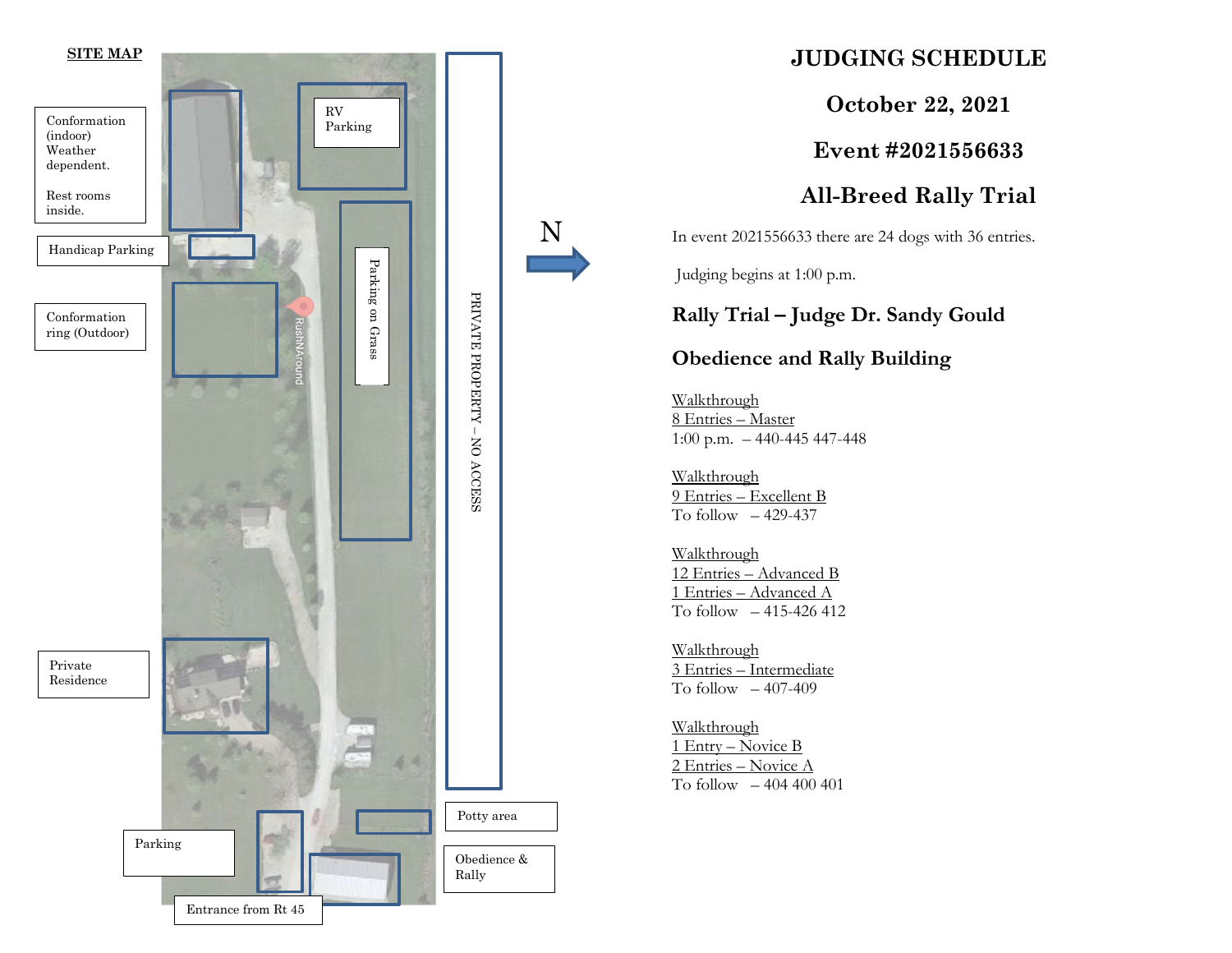**SITE MAP**

Conformation (indoor) Weather dependent.

Rest rooms inside.

Handicap Parking

Conformation ring (Outdoor)

RV Parking

Parking on Grass

RushNAround

PRIVATE PROPERTY – NO ACCESS

N

Private Residence

Parking

Entrance from Rt 45

Potty area

Obedience & Rally

# JUDGING SCHEDULE

## October 22, 2021

## Event #2021556633

## All-Breed Rally Trial

In event 2021556633 there are 24 dogs with 36 entries.

Judging begins at 1:00 p.m.

### Rally Trial – Judge Dr. Sandy Gould

### Obedience and Rally Building

Walkthrough
8 Entries – Master
1:00 p.m. – 440-445 447-448

Walkthrough
9 Entries – Excellent B
To follow – 429-437

Walkthrough
12 Entries – Advanced B
1 Entries – Advanced A
To follow – 415-426 412

Walkthrough
3 Entries – Intermediate
To follow – 407-409

Walkthrough
1 Entry – Novice B
2 Entries – Novice A
To follow – 404 400 401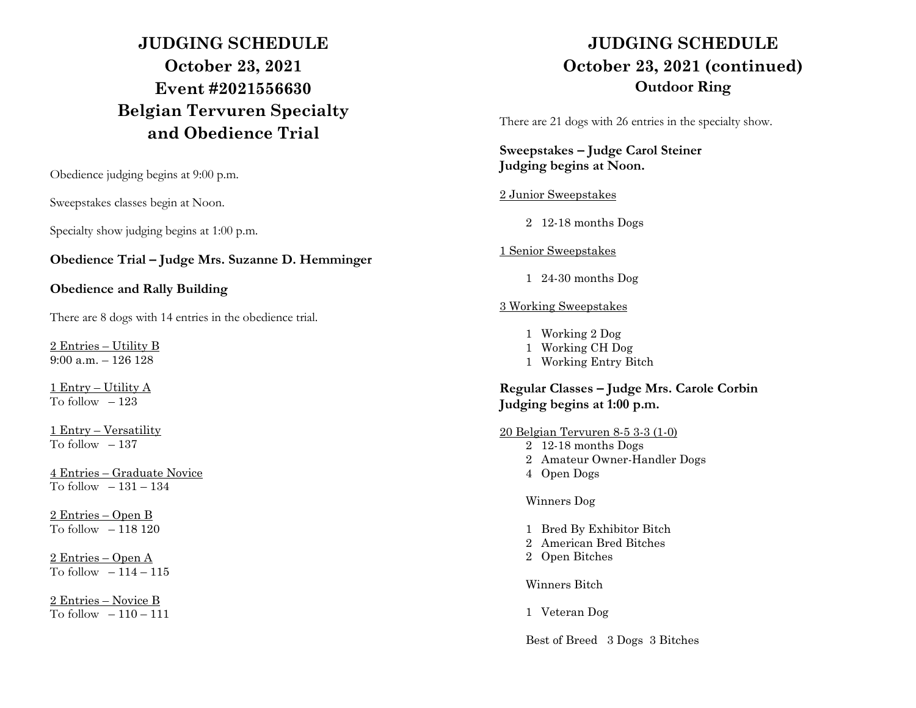# JUDGING SCHEDULE
# October 23, 2021
# Event #2021556630
# Belgian Tervuren Specialty and Obedience Trial

Obedience judging begins at 9:00 p.m.

Sweepstakes classes begin at Noon.

Specialty show judging begins at 1:00 p.m.

**Obedience Trial – Judge Mrs. Suzanne D. Hemminger**

**Obedience and Rally Building**

There are 8 dogs with 14 entries in the obedience trial.

2 Entries – Utility B
9:00 a.m. – 126 128

1 Entry – Utility A
To follow – 123

1 Entry – Versatility
To follow – 137

4 Entries – Graduate Novice
To follow – 131 – 134

2 Entries – Open B
To follow – 118 120

2 Entries – Open A
To follow – 114 – 115

2 Entries – Novice B
To follow – 110 – 111

# JUDGING SCHEDULE
# October 23, 2021 (continued)
## Outdoor Ring

There are 21 dogs with 26 entries in the specialty show.

**Sweepstakes – Judge Carol Steiner**
**Judging begins at Noon.**

2 Junior Sweepstakes

2 12-18 months Dogs

1 Senior Sweepstakes

1 24-30 months Dog

3 Working Sweepstakes

1 Working 2 Dog
1 Working CH Dog
1 Working Entry Bitch

**Regular Classes – Judge Mrs. Carole Corbin**
**Judging begins at 1:00 p.m.**

20 Belgian Tervuren 8-5 3-3 (1-0)
2 12-18 months Dogs
2 Amateur Owner-Handler Dogs
4 Open Dogs

Winners Dog

1 Bred By Exhibitor Bitch
2 American Bred Bitches
2 Open Bitches

Winners Bitch

1 Veteran Dog

Best of Breed 3 Dogs 3 Bitches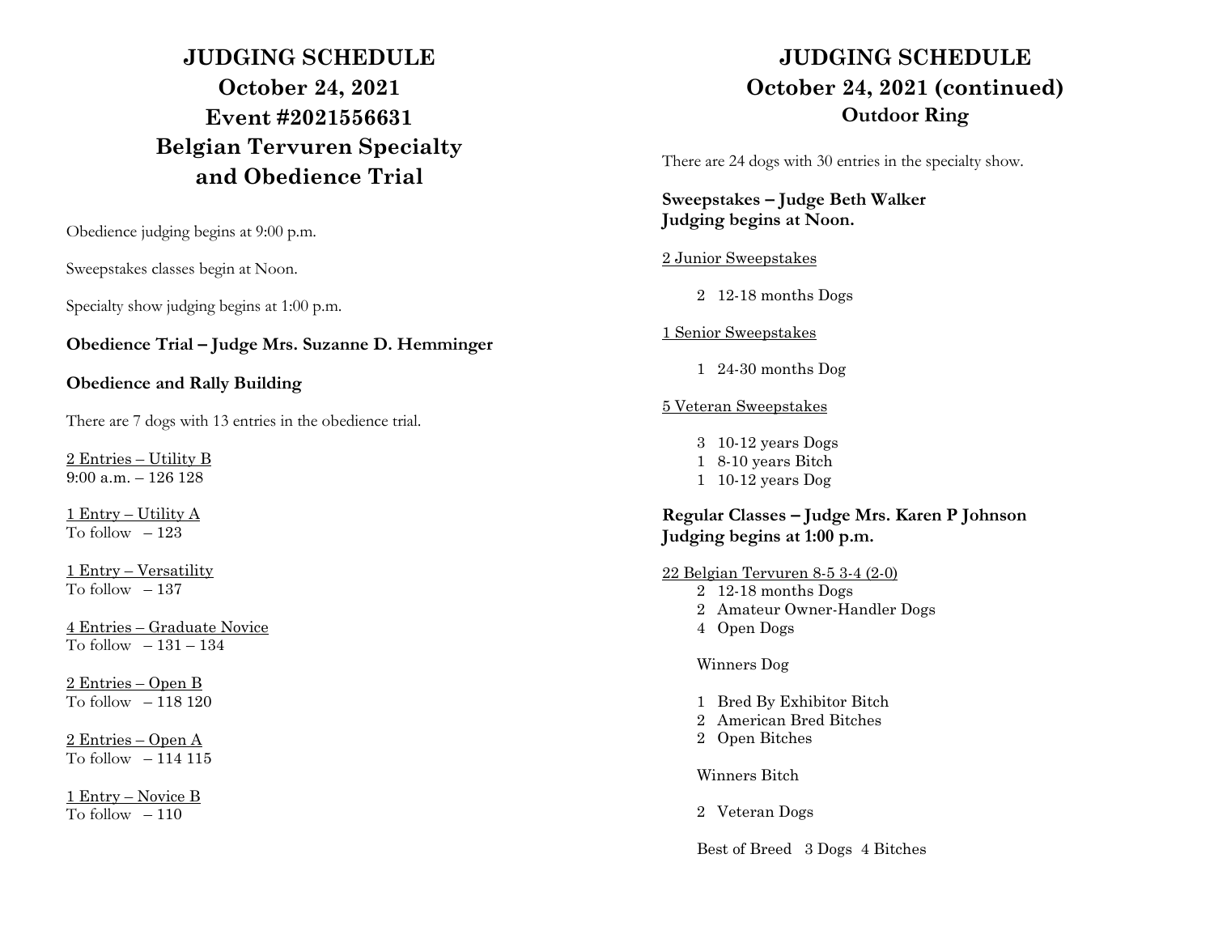# JUDGING SCHEDULE
# October 24, 2021
# Event #2021556631
# Belgian Tervuren Specialty and Obedience Trial

Obedience judging begins at 9:00 p.m.

Sweepstakes classes begin at Noon.

Specialty show judging begins at 1:00 p.m.

**Obedience Trial – Judge Mrs. Suzanne D. Hemminger**

**Obedience and Rally Building**

There are 7 dogs with 13 entries in the obedience trial.

2 Entries – Utility B
9:00 a.m. – 126 128

1 Entry – Utility A
To follow – 123

1 Entry – Versatility
To follow – 137

4 Entries – Graduate Novice
To follow – 131 – 134

2 Entries – Open B
To follow – 118 120

2 Entries – Open A
To follow – 114 115

1 Entry – Novice B
To follow – 110

# JUDGING SCHEDULE
# October 24, 2021 (continued)
## Outdoor Ring

There are 24 dogs with 30 entries in the specialty show.

**Sweepstakes – Judge Beth Walker**
**Judging begins at Noon.**

2 Junior Sweepstakes

2 12-18 months Dogs

1 Senior Sweepstakes

1 24-30 months Dog

5 Veteran Sweepstakes

3 10-12 years Dogs
1 8-10 years Bitch
1 10-12 years Dog

**Regular Classes – Judge Mrs. Karen P Johnson**
**Judging begins at 1:00 p.m.**

22 Belgian Tervuren 8-5 3-4 (2-0)
2 12-18 months Dogs
2 Amateur Owner-Handler Dogs
4 Open Dogs

Winners Dog

1 Bred By Exhibitor Bitch
2 American Bred Bitches
2 Open Bitches

Winners Bitch

2 Veteran Dogs

Best of Breed 3 Dogs 4 Bitches